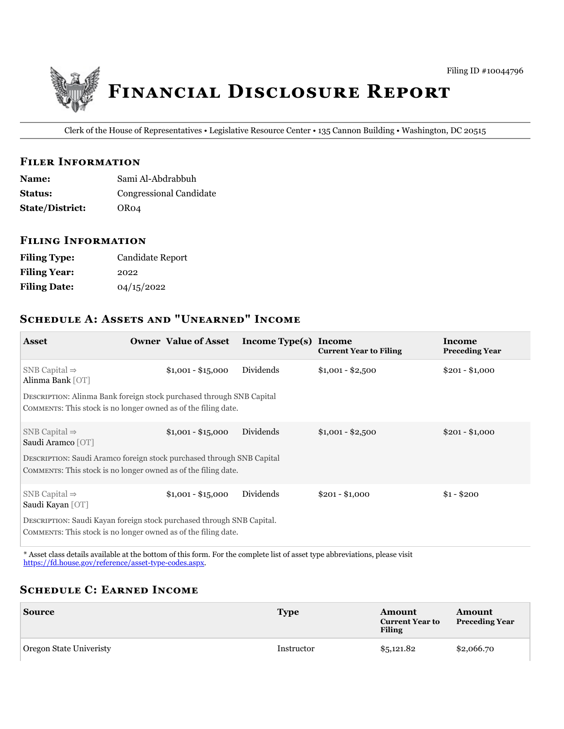Filing ID #10044796

# Financial Disclosure Report

Clerk of the House of Representatives • Legislative Resource Center • 135 Cannon Building • Washington, DC 20515

## Filer Information

**Name:** Sami Al-Abdrabbuh
**Status:** Congressional Candidate
**State/District:** OR04

## Filing Information

**Filing Type:** Candidate Report
**Filing Year:** 2022
**Filing Date:** 04/15/2022

## Schedule A: Assets and "Unearned" Income

| Asset | Owner | Value of Asset | Income Type(s) | Income Current Year to Filing | Income Preceding Year |
|---|---|---|---|---|---|
| SNB Capital ⇒ Alinma Bank [OT] | | $1,001 - $15,000 | Dividends | $1,001 - $2,500 | $201 - $1,000 |
| Description: Alinma Bank foreign stock purchased through SNB Capital<br>Comments: This stock is no longer owned as of the filing date. | | | | | |
| SNB Capital ⇒ Saudi Aramco [OT] | | $1,001 - $15,000 | Dividends | $1,001 - $2,500 | $201 - $1,000 |
| Description: Saudi Aramco foreign stock purchased through SNB Capital<br>Comments: This stock is no longer owned as of the filing date. | | | | | |
| SNB Capital ⇒ Saudi Kayan [OT] | | $1,001 - $15,000 | Dividends | $201 - $1,000 | $1 - $200 |
| Description: Saudi Kayan foreign stock purchased through SNB Capital.<br>Comments: This stock is no longer owned as of the filing date. | | | | | |

* Asset class details available at the bottom of this form. For the complete list of asset type abbreviations, please visit https://fd.house.gov/reference/asset-type-codes.aspx.

## Schedule C: Earned Income

| Source | Type | Amount Current Year to Filing | Amount Preceding Year |
|---|---|---|---|
| Oregon State Univeristy | Instructor | $5,121.82 | $2,066.70 |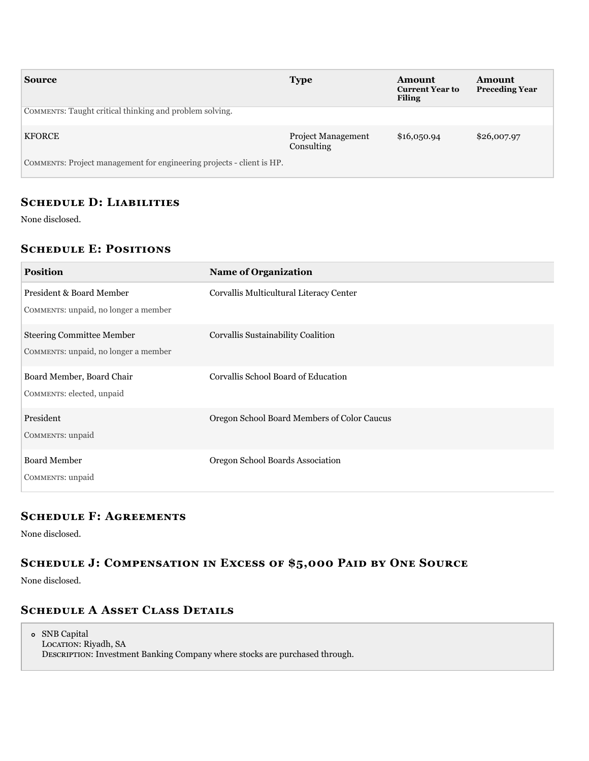| Source | Type | Amount Current Year to Filing | Amount Preceding Year |
|---|---|---|---|
| COMMENTS: Taught critical thinking and problem solving. | | | |
| KFORCE | Project Management Consulting | $16,050.94 | $26,007.97 |
| COMMENTS: Project management for engineering projects - client is HP. | | | |

## Schedule D: Liabilities

None disclosed.

## Schedule E: Positions

| Position | Name of Organization |
|---|---|
| President & Board Member<br>COMMENTS: unpaid, no longer a member | Corvallis Multicultural Literacy Center |
| Steering Committee Member<br>COMMENTS: unpaid, no longer a member | Corvallis Sustainability Coalition |
| Board Member, Board Chair<br>COMMENTS: elected, unpaid | Corvallis School Board of Education |
| President<br>COMMENTS: unpaid | Oregon School Board Members of Color Caucus |
| Board Member<br>COMMENTS: unpaid | Oregon School Boards Association |

## Schedule F: Agreements

None disclosed.

## Schedule J: Compensation in Excess of $5,000 Paid by One Source

None disclosed.

## Schedule A Asset Class Details

- SNB Capital
  LOCATION: Riyadh, SA
  DESCRIPTION: Investment Banking Company where stocks are purchased through.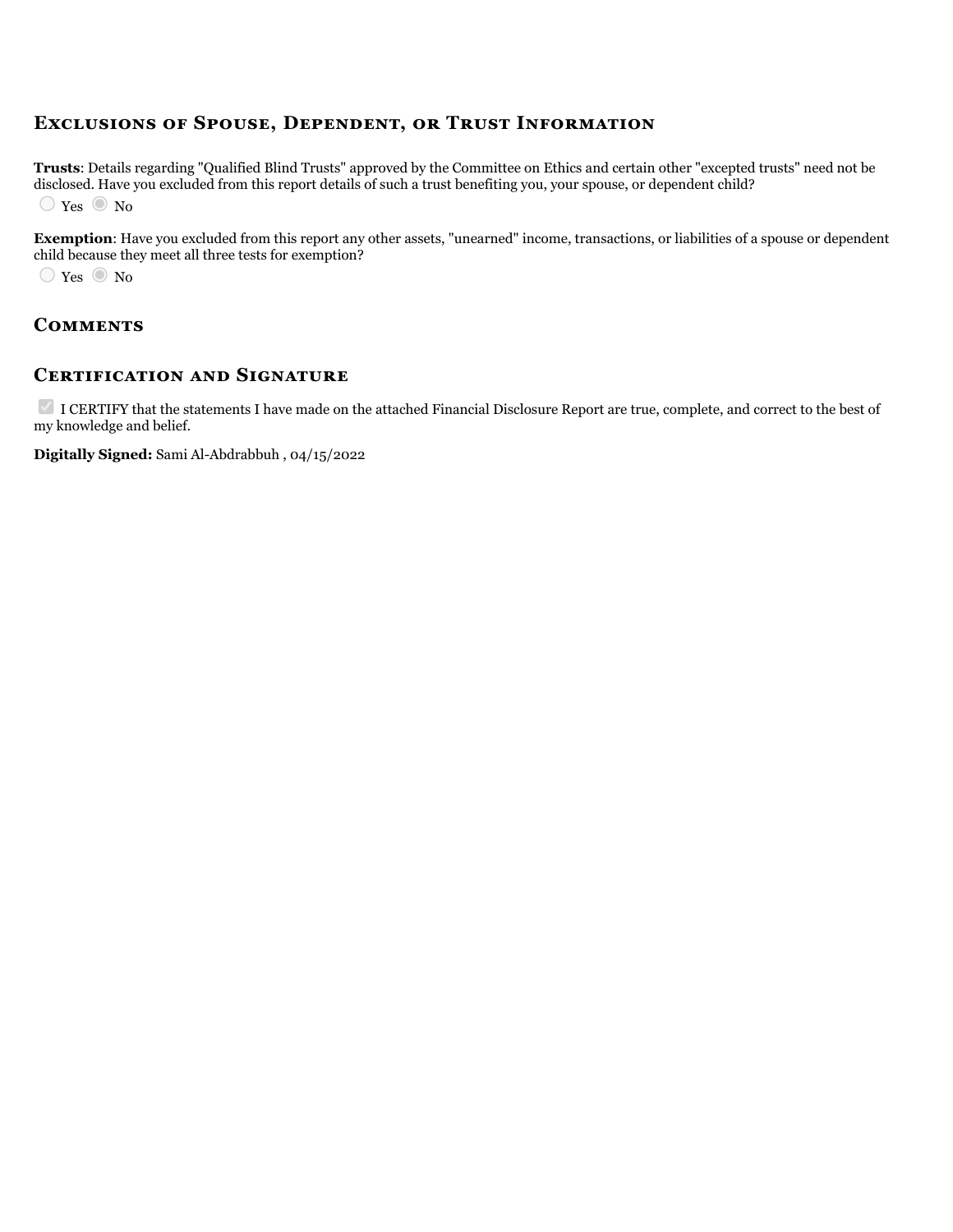## Exclusions of Spouse, Dependent, or Trust Information

**Trusts**: Details regarding "Qualified Blind Trusts" approved by the Committee on Ethics and certain other "excepted trusts" need not be disclosed. Have you excluded from this report details of such a trust benefiting you, your spouse, or dependent child?

○ Yes ◉ No

**Exemption**: Have you excluded from this report any other assets, "unearned" income, transactions, or liabilities of a spouse or dependent child because they meet all three tests for exemption?

○ Yes ◉ No

## Comments

## Certification and Signature

☑ I CERTIFY that the statements I have made on the attached Financial Disclosure Report are true, complete, and correct to the best of my knowledge and belief.

**Digitally Signed:** Sami Al-Abdrabbuh , 04/15/2022